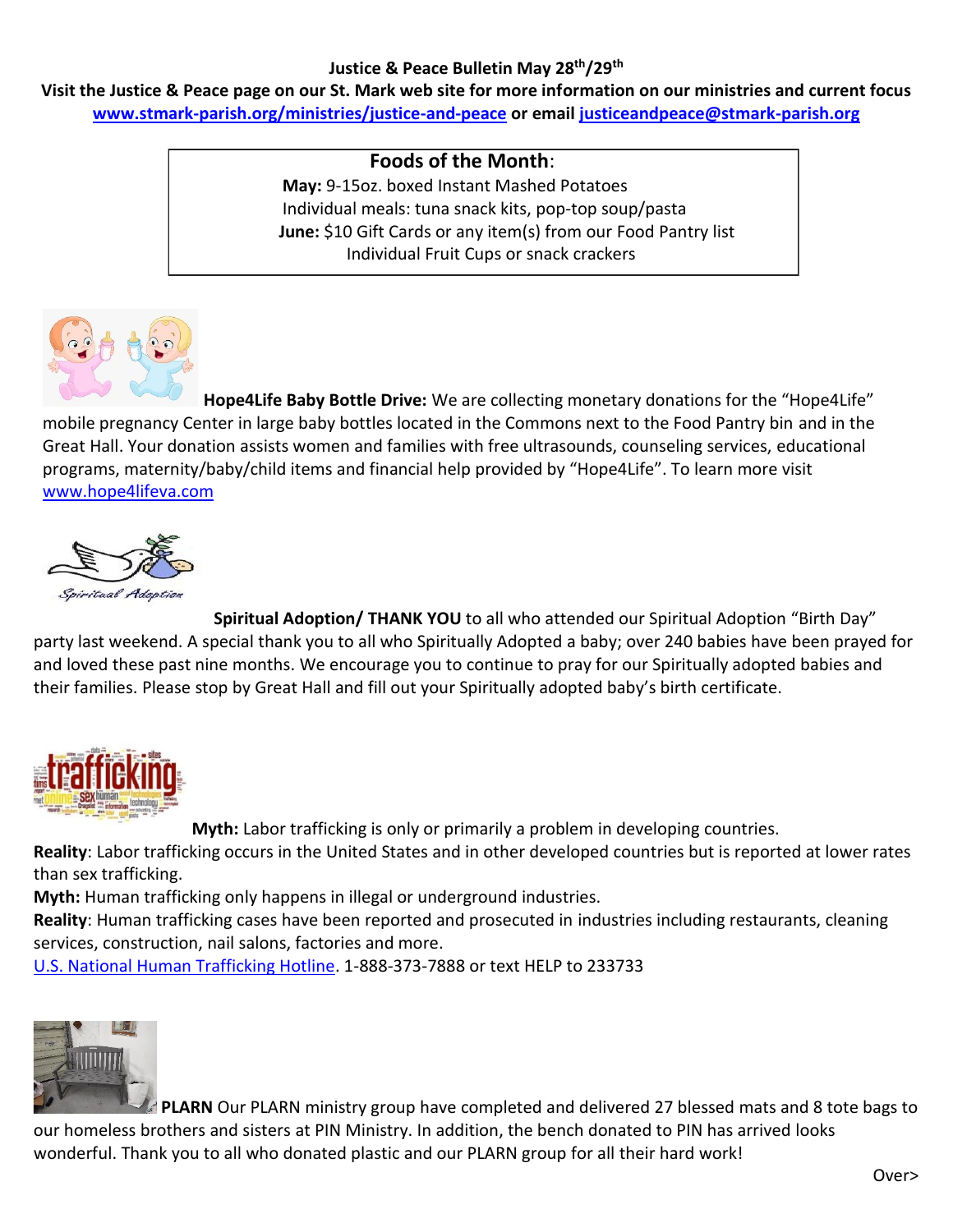**Justice & Peace Bulletin May 28th/29th**

**Visit the Justice & Peace page on our St. Mark web site for more information on our ministries and current focus [www.stmark-parish.org/ministries/justice-and-peace](http://www.stmark-parish.org/ministries/justice-and-peace) or email [justiceandpeace@stmark-parish.org](mailto:justiceandpeace@stmark-parish.org)**

## Foods of the Month:

**May:** 9-15oz. boxed Instant Mashed Potatoes
Individual meals: tuna snack kits, pop-top soup/pasta
**June:** $10 Gift Cards or any item(s) from our Food Pantry list
Individual Fruit Cups or snack crackers

**Hope4Life Baby Bottle Drive:** We are collecting monetary donations for the "Hope4Life" mobile pregnancy Center in large baby bottles located in the Commons next to the Food Pantry bin and in the Great Hall. Your donation assists women and families with free ultrasounds, counseling services, educational programs, maternity/baby/child items and financial help provided by "Hope4Life". To learn more visit [www.hope4lifeva.com](http://www.hope4lifeva.com)

**Spiritual Adoption/ THANK YOU** to all who attended our Spiritual Adoption "Birth Day" party last weekend. A special thank you to all who Spiritually Adopted a baby; over 240 babies have been prayed for and loved these past nine months. We encourage you to continue to pray for our Spiritually adopted babies and their families. Please stop by Great Hall and fill out your Spiritually adopted baby's birth certificate.

**Myth:** Labor trafficking is only or primarily a problem in developing countries.
**Reality**: Labor trafficking occurs in the United States and in other developed countries but is reported at lower rates than sex trafficking.
**Myth:** Human trafficking only happens in illegal or underground industries.
**Reality**: Human trafficking cases have been reported and prosecuted in industries including restaurants, cleaning services, construction, nail salons, factories and more.
U.S. National Human Trafficking Hotline. 1-888-373-7888 or text HELP to 233733

**PLARN** Our PLARN ministry group have completed and delivered 27 blessed mats and 8 tote bags to our homeless brothers and sisters at PIN Ministry. In addition, the bench donated to PIN has arrived looks wonderful. Thank you to all who donated plastic and our PLARN group for all their hard work!

Over>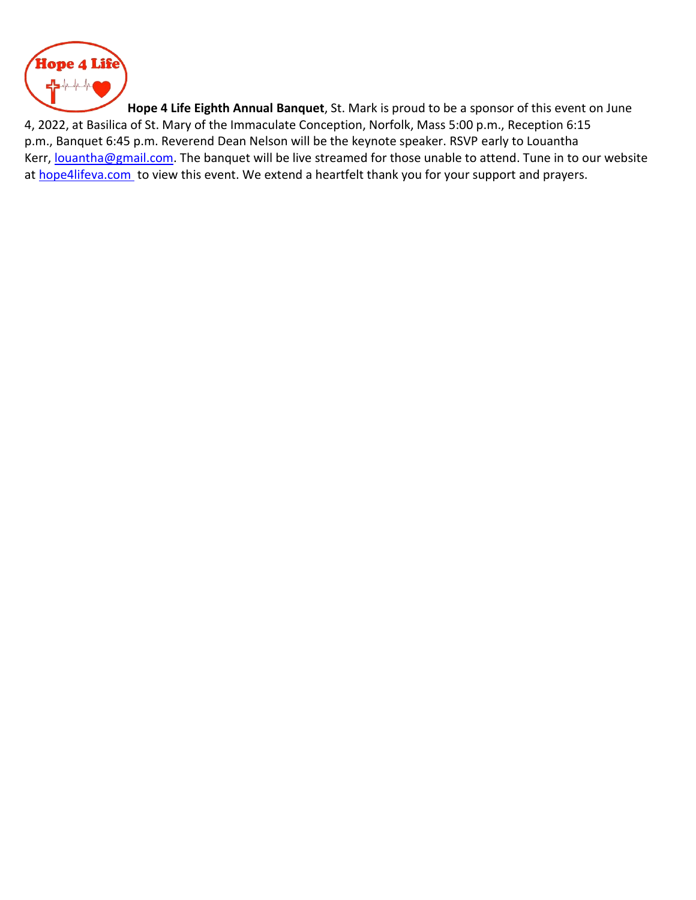**Hope 4 Life Eighth Annual Banquet**, St. Mark is proud to be a sponsor of this event on June 4, 2022, at Basilica of St. Mary of the Immaculate Conception, Norfolk, Mass 5:00 p.m., Reception 6:15 p.m., Banquet 6:45 p.m. Reverend Dean Nelson will be the keynote speaker. RSVP early to Louantha Kerr, louantha@gmail.com. The banquet will be live streamed for those unable to attend. Tune in to our website at hope4lifeva.com to view this event. We extend a heartfelt thank you for your support and prayers.